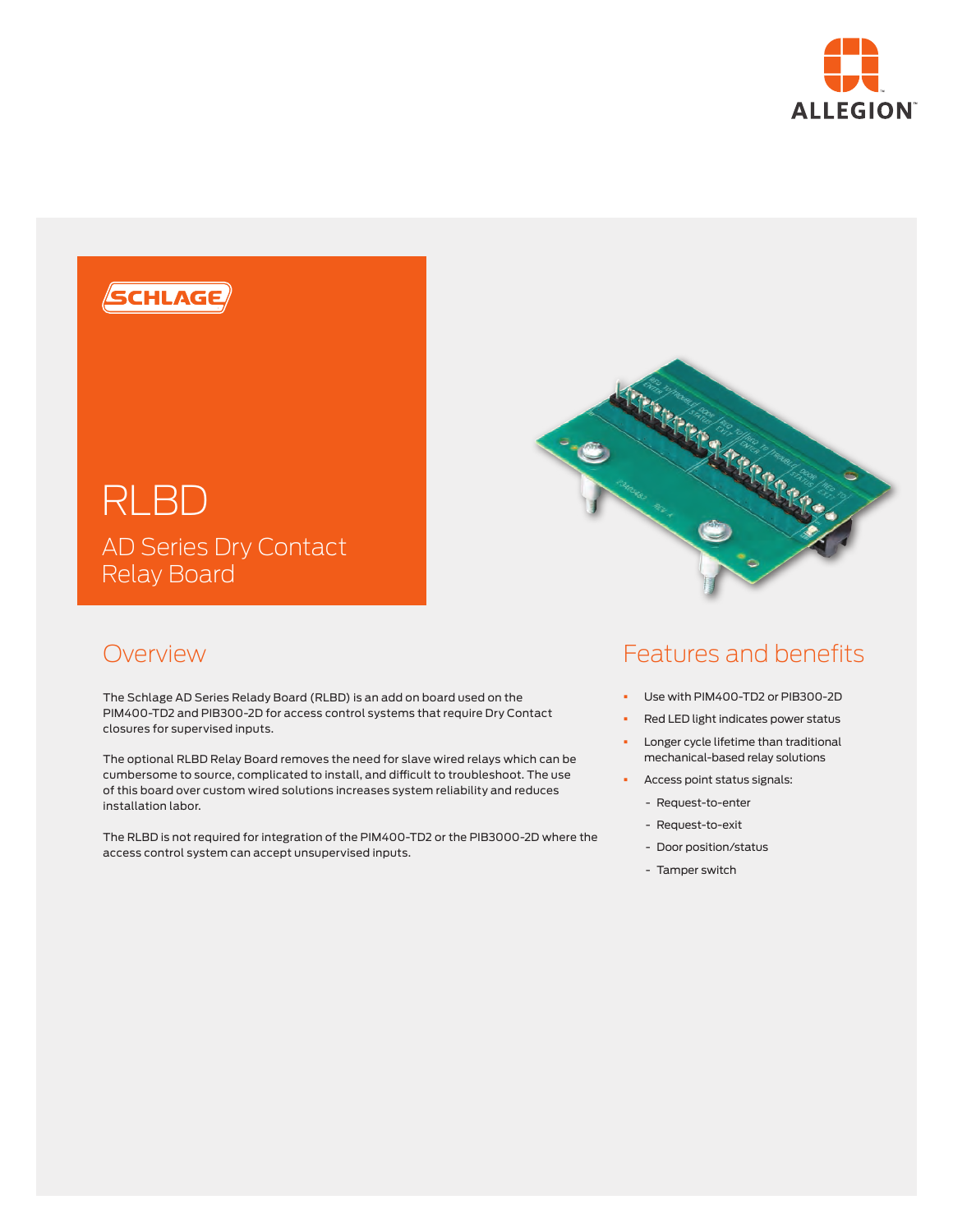# RLBD

## AD Series Dry Contact Relay Board

## Overview

The Schlage AD Series Relady Board (RLBD) is an add on board used on the PIM400-TD2 and PIB300-2D for access control systems that require Dry Contact closures for supervised inputs.

The optional RLBD Relay Board removes the need for slave wired relays which can be cumbersome to source, complicated to install, and difficult to troubleshoot. The use of this board over custom wired solutions increases system reliability and reduces installation labor.

The RLBD is not required for integration of the PIM400-TD2 or the PIB3000-2D where the access control system can accept unsupervised inputs.

## Features and benefits

- Use with PIM400-TD2 or PIB300-2D
- Red LED light indicates power status
- Longer cycle lifetime than traditional mechanical-based relay solutions
- Access point status signals:
  - Request-to-enter
  - Request-to-exit
  - Door position/status
  - Tamper switch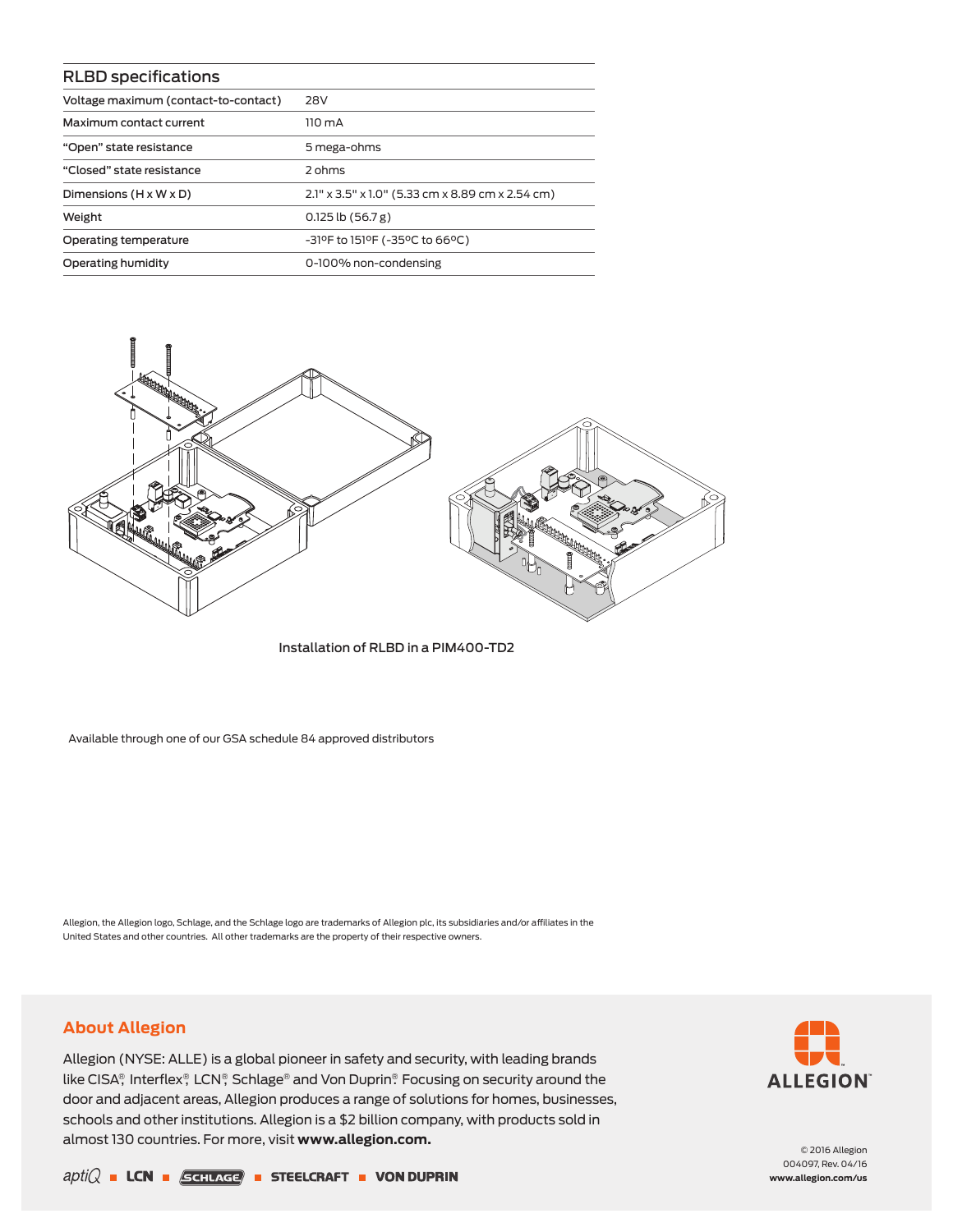## RLBD specifications

| | |
|---|---|
| Voltage maximum (contact-to-contact) | 28V |
| Maximum contact current | 110 mA |
| "Open" state resistance | 5 mega-ohms |
| "Closed" state resistance | 2 ohms |
| Dimensions (H x W x D) | 2.1" x 3.5" x 1.0" (5.33 cm x 8.89 cm x 2.54 cm) |
| Weight | 0.125 lb (56.7 g) |
| Operating temperature | -31ºF to 151ºF (-35ºC to 66ºC) |
| Operating humidity | 0-100% non-condensing |

Installation of RLBD in a PIM400-TD2

Available through one of our GSA schedule 84 approved distributors

Allegion, the Allegion logo, Schlage, and the Schlage logo are trademarks of Allegion plc, its subsidiaries and/or affiliates in the United States and other countries. All other trademarks are the property of their respective owners.

## About Allegion

Allegion (NYSE: ALLE) is a global pioneer in safety and security, with leading brands like CISA®, Interflex®, LCN®, Schlage® and Von Duprin®. Focusing on security around the door and adjacent areas, Allegion produces a range of solutions for homes, businesses, schools and other institutions. Allegion is a $2 billion company, with products sold in almost 130 countries. For more, visit **www.allegion.com.**

aptiQ ■ LCN ■ SCHLAGE ■ STEELCRAFT ■ VON DUPRIN

ALLEGION™

© 2016 Allegion
004097, Rev. 04/16
**www.allegion.com/us**